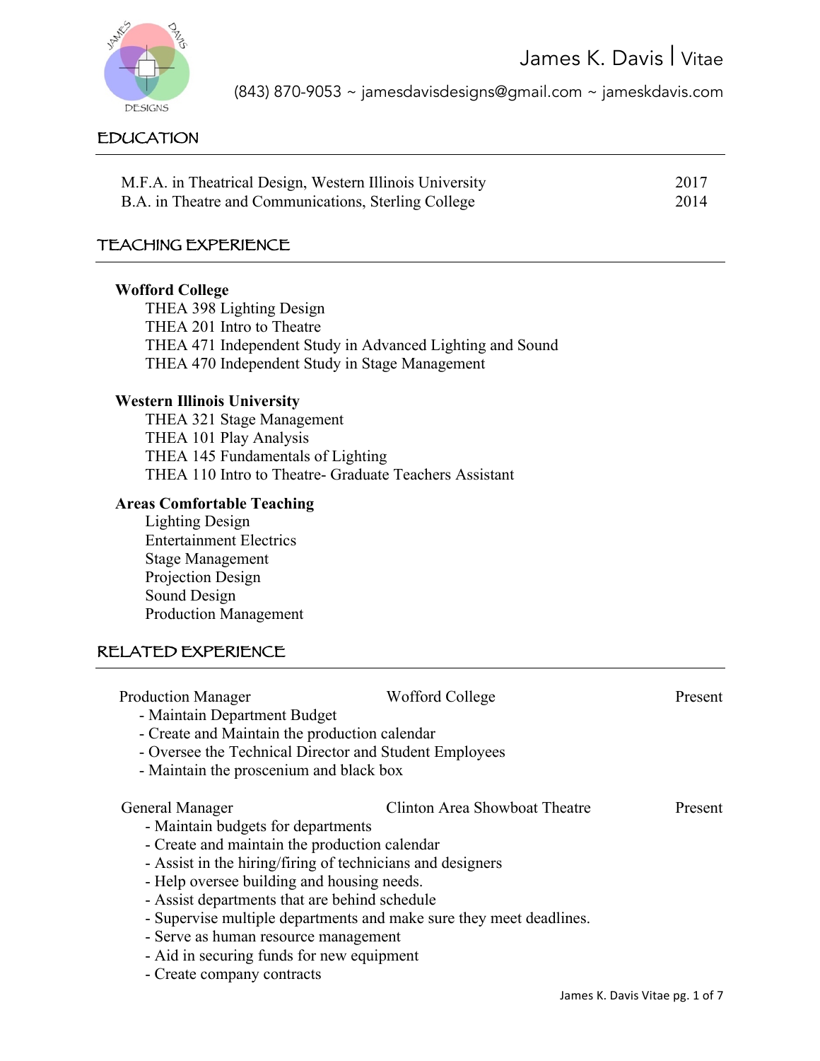# James K. Davis | Vitae

(843) 870-9053 ~ jamesdavisdesigns@gmail.com ~ jameskdavis.com

## EDUCATION

| | |
|---|---|
| M.F.A. in Theatrical Design, Western Illinois University | 2017 |
| B.A. in Theatre and Communications, Sterling College | 2014 |

## TEACHING EXPERIENCE

**Wofford College**
- THEA 398 Lighting Design
- THEA 201 Intro to Theatre
- THEA 471 Independent Study in Advanced Lighting and Sound
- THEA 470 Independent Study in Stage Management

**Western Illinois University**
- THEA 321 Stage Management
- THEA 101 Play Analysis
- THEA 145 Fundamentals of Lighting
- THEA 110 Intro to Theatre- Graduate Teachers Assistant

**Areas Comfortable Teaching**
- Lighting Design
- Entertainment Electrics
- Stage Management
- Projection Design
- Sound Design
- Production Management

## RELATED EXPERIENCE

| | | |
|---|---|---|
| Production Manager | Wofford College | Present |

- Maintain Department Budget
- Create and Maintain the production calendar
- Oversee the Technical Director and Student Employees
- Maintain the proscenium and black box

| | | |
|---|---|---|
| General Manager | Clinton Area Showboat Theatre | Present |

- Maintain budgets for departments
- Create and maintain the production calendar
- Assist in the hiring/firing of technicians and designers
- Help oversee building and housing needs.
- Assist departments that are behind schedule
- Supervise multiple departments and make sure they meet deadlines.
- Serve as human resource management
- Aid in securing funds for new equipment
- Create company contracts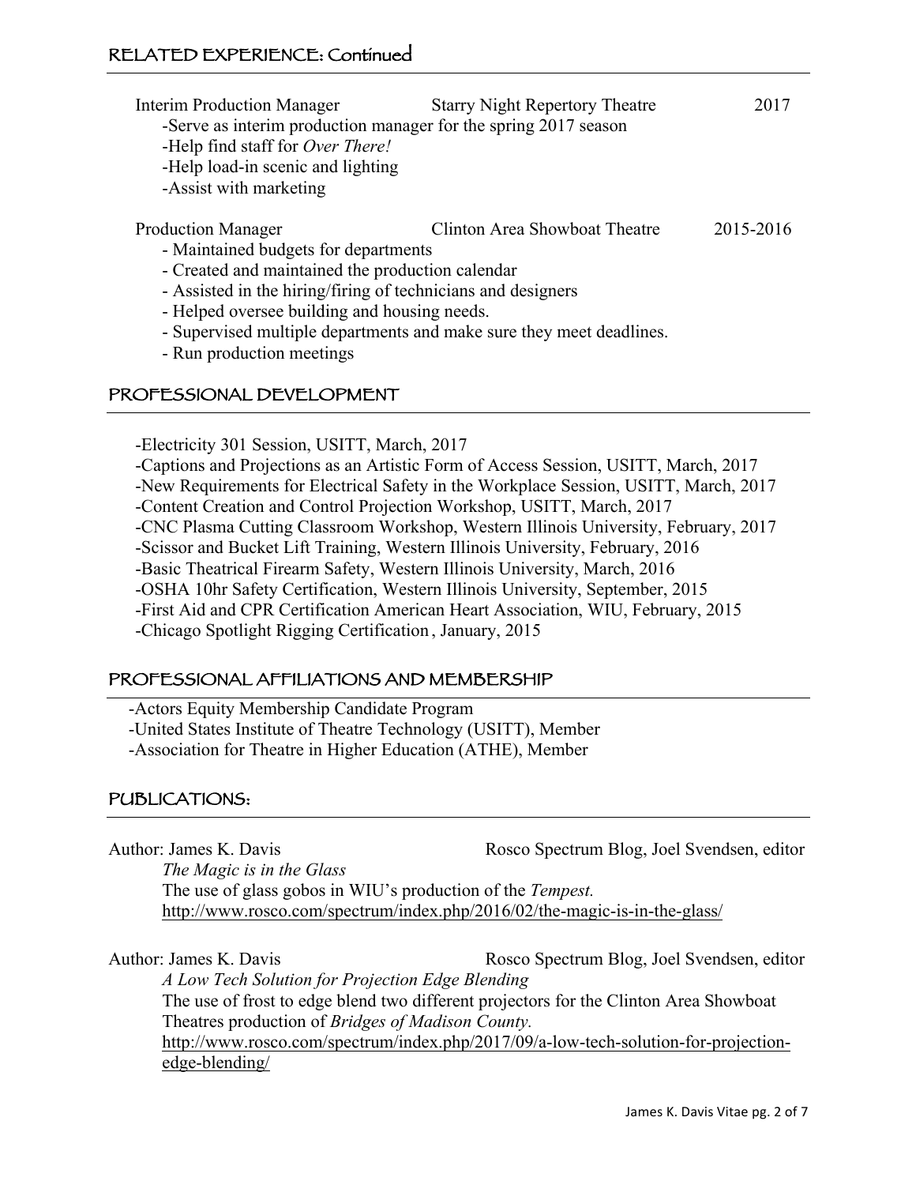## RELATED EXPERIENCE: Continued

Interim Production Manager — Starry Night Repertory Theatre — 2017

- Serve as interim production manager for the spring 2017 season
- Help find staff for *Over There!*
- Help load-in scenic and lighting
- Assist with marketing

Production Manager — Clinton Area Showboat Theatre — 2015-2016

- Maintained budgets for departments
- Created and maintained the production calendar
- Assisted in the hiring/firing of technicians and designers
- Helped oversee building and housing needs.
- Supervised multiple departments and make sure they meet deadlines.
- Run production meetings

## PROFESSIONAL DEVELOPMENT

- Electricity 301 Session, USITT, March, 2017
- Captions and Projections as an Artistic Form of Access Session, USITT, March, 2017
- New Requirements for Electrical Safety in the Workplace Session, USITT, March, 2017
- Content Creation and Control Projection Workshop, USITT, March, 2017
- CNC Plasma Cutting Classroom Workshop, Western Illinois University, February, 2017
- Scissor and Bucket Lift Training, Western Illinois University, February, 2016
- Basic Theatrical Firearm Safety, Western Illinois University, March, 2016
- OSHA 10hr Safety Certification, Western Illinois University, September, 2015
- First Aid and CPR Certification American Heart Association, WIU, February, 2015
- Chicago Spotlight Rigging Certification, January, 2015

## PROFESSIONAL AFFILIATIONS AND MEMBERSHIP

- Actors Equity Membership Candidate Program
- United States Institute of Theatre Technology (USITT), Member
- Association for Theatre in Higher Education (ATHE), Member

## PUBLICATIONS:

Author: James K. Davis — Rosco Spectrum Blog, Joel Svendsen, editor

*The Magic is in the Glass*

The use of glass gobos in WIU's production of the *Tempest.*

http://www.rosco.com/spectrum/index.php/2016/02/the-magic-is-in-the-glass/

Author: James K. Davis — Rosco Spectrum Blog, Joel Svendsen, editor

*A Low Tech Solution for Projection Edge Blending*

The use of frost to edge blend two different projectors for the Clinton Area Showboat Theatres production of *Bridges of Madison County.*

http://www.rosco.com/spectrum/index.php/2017/09/a-low-tech-solution-for-projection-edge-blending/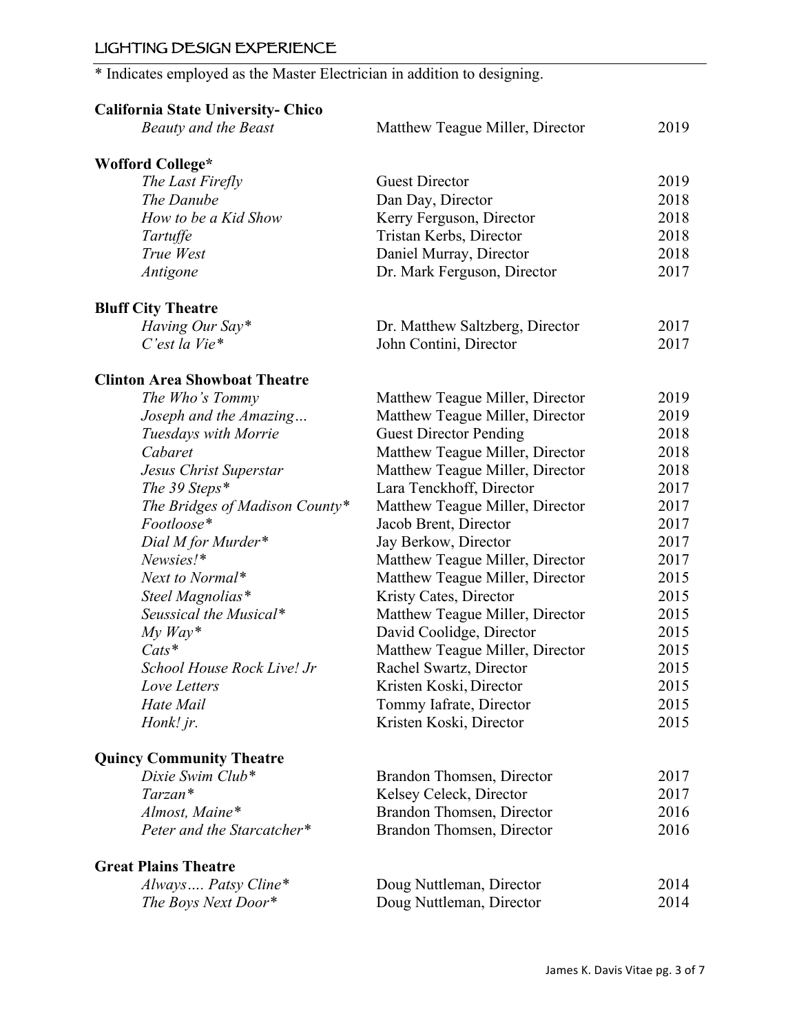## LIGHTING DESIGN EXPERIENCE

* Indicates employed as the Master Electrician in addition to designing.

**California State University- Chico**

| | | |
|---|---|---|
| *Beauty and the Beast* | Matthew Teague Miller, Director | 2019 |

**Wofford College***

| | | |
|---|---|---|
| *The Last Firefly* | Guest Director | 2019 |
| *The Danube* | Dan Day, Director | 2018 |
| *How to be a Kid Show* | Kerry Ferguson, Director | 2018 |
| *Tartuffe* | Tristan Kerbs, Director | 2018 |
| *True West* | Daniel Murray, Director | 2018 |
| *Antigone* | Dr. Mark Ferguson, Director | 2017 |

**Bluff City Theatre**

| | | |
|---|---|---|
| *Having Our Say** | Dr. Matthew Saltzberg, Director | 2017 |
| *C'est la Vie** | John Contini, Director | 2017 |

**Clinton Area Showboat Theatre**

| | | |
|---|---|---|
| *The Who's Tommy* | Matthew Teague Miller, Director | 2019 |
| *Joseph and the Amazing…* | Matthew Teague Miller, Director | 2019 |
| *Tuesdays with Morrie* | Guest Director Pending | 2018 |
| *Cabaret* | Matthew Teague Miller, Director | 2018 |
| *Jesus Christ Superstar* | Matthew Teague Miller, Director | 2018 |
| *The 39 Steps** | Lara Tenckhoff, Director | 2017 |
| *The Bridges of Madison County** | Matthew Teague Miller, Director | 2017 |
| *Footloose** | Jacob Brent, Director | 2017 |
| *Dial M for Murder** | Jay Berkow, Director | 2017 |
| *Newsies!** | Matthew Teague Miller, Director | 2017 |
| *Next to Normal** | Matthew Teague Miller, Director | 2015 |
| *Steel Magnolias** | Kristy Cates, Director | 2015 |
| *Seussical the Musical** | Matthew Teague Miller, Director | 2015 |
| *My Way** | David Coolidge, Director | 2015 |
| *Cats** | Matthew Teague Miller, Director | 2015 |
| *School House Rock Live! Jr* | Rachel Swartz, Director | 2015 |
| *Love Letters* | Kristen Koski, Director | 2015 |
| *Hate Mail* | Tommy Iafrate, Director | 2015 |
| *Honk! jr.* | Kristen Koski, Director | 2015 |

**Quincy Community Theatre**

| | | |
|---|---|---|
| *Dixie Swim Club** | Brandon Thomsen, Director | 2017 |
| *Tarzan** | Kelsey Celeck, Director | 2017 |
| *Almost, Maine** | Brandon Thomsen, Director | 2016 |
| *Peter and the Starcatcher** | Brandon Thomsen, Director | 2016 |

**Great Plains Theatre**

| | | |
|---|---|---|
| *Always…. Patsy Cline** | Doug Nuttleman, Director | 2014 |
| *The Boys Next Door** | Doug Nuttleman, Director | 2014 |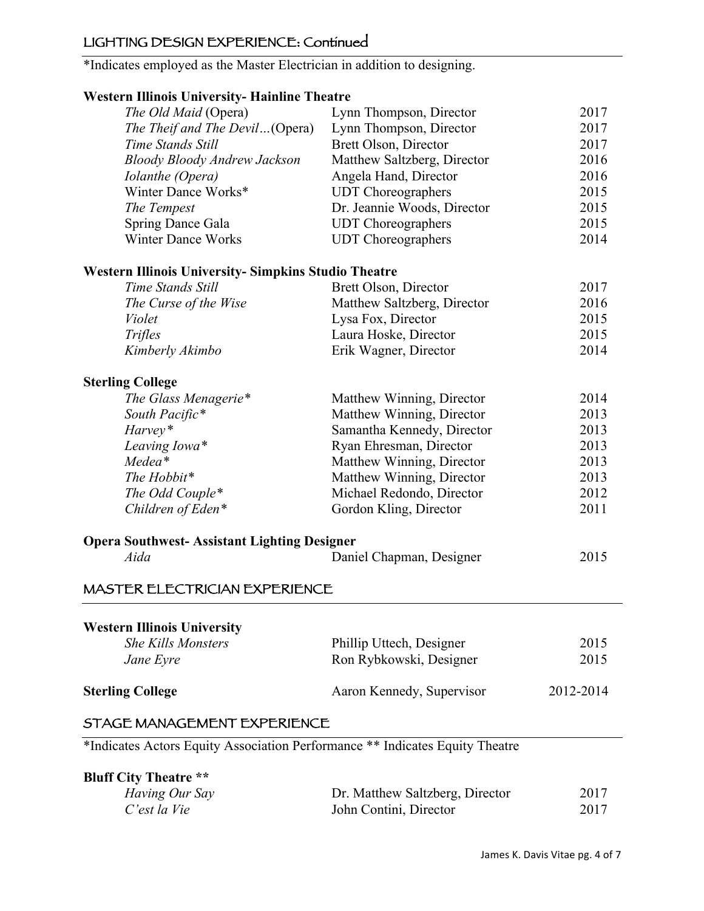## LIGHTING DESIGN EXPERIENCE: Continued

*Indicates employed as the Master Electrician in addition to designing.

**Western Illinois University- Hainline Theatre**

| | | |
|---|---|---|
| *The Old Maid* (Opera) | Lynn Thompson, Director | 2017 |
| *The Theif and The Devil…*(Opera) | Lynn Thompson, Director | 2017 |
| *Time Stands Still* | Brett Olson, Director | 2017 |
| *Bloody Bloody Andrew Jackson* | Matthew Saltzberg, Director | 2016 |
| *Iolanthe (Opera)* | Angela Hand, Director | 2016 |
| Winter Dance Works* | UDT Choreographers | 2015 |
| *The Tempest* | Dr. Jeannie Woods, Director | 2015 |
| Spring Dance Gala | UDT Choreographers | 2015 |
| Winter Dance Works | UDT Choreographers | 2014 |

**Western Illinois University- Simpkins Studio Theatre**

| | | |
|---|---|---|
| *Time Stands Still* | Brett Olson, Director | 2017 |
| *The Curse of the Wise* | Matthew Saltzberg, Director | 2016 |
| *Violet* | Lysa Fox, Director | 2015 |
| *Trifles* | Laura Hoske, Director | 2015 |
| *Kimberly Akimbo* | Erik Wagner, Director | 2014 |

**Sterling College**

| | | |
|---|---|---|
| *The Glass Menagerie** | Matthew Winning, Director | 2014 |
| *South Pacific** | Matthew Winning, Director | 2013 |
| *Harvey** | Samantha Kennedy, Director | 2013 |
| *Leaving Iowa** | Ryan Ehresman, Director | 2013 |
| *Medea** | Matthew Winning, Director | 2013 |
| *The Hobbit** | Matthew Winning, Director | 2013 |
| *The Odd Couple** | Michael Redondo, Director | 2012 |
| *Children of Eden** | Gordon Kling, Director | 2011 |

**Opera Southwest- Assistant Lighting Designer**

| | | |
|---|---|---|
| *Aida* | Daniel Chapman, Designer | 2015 |

## MASTER ELECTRICIAN EXPERIENCE

**Western Illinois University**

| | | |
|---|---|---|
| *She Kills Monsters* | Phillip Uttech, Designer | 2015 |
| *Jane Eyre* | Ron Rybkowski, Designer | 2015 |

| | | |
|---|---|---|
| **Sterling College** | Aaron Kennedy, Supervisor | 2012-2014 |

## STAGE MANAGEMENT EXPERIENCE

*Indicates Actors Equity Association Performance ** Indicates Equity Theatre

**Bluff City Theatre ****

| | | |
|---|---|---|
| *Having Our Say* | Dr. Matthew Saltzberg, Director | 2017 |
| *C'est la Vie* | John Contini, Director | 2017 |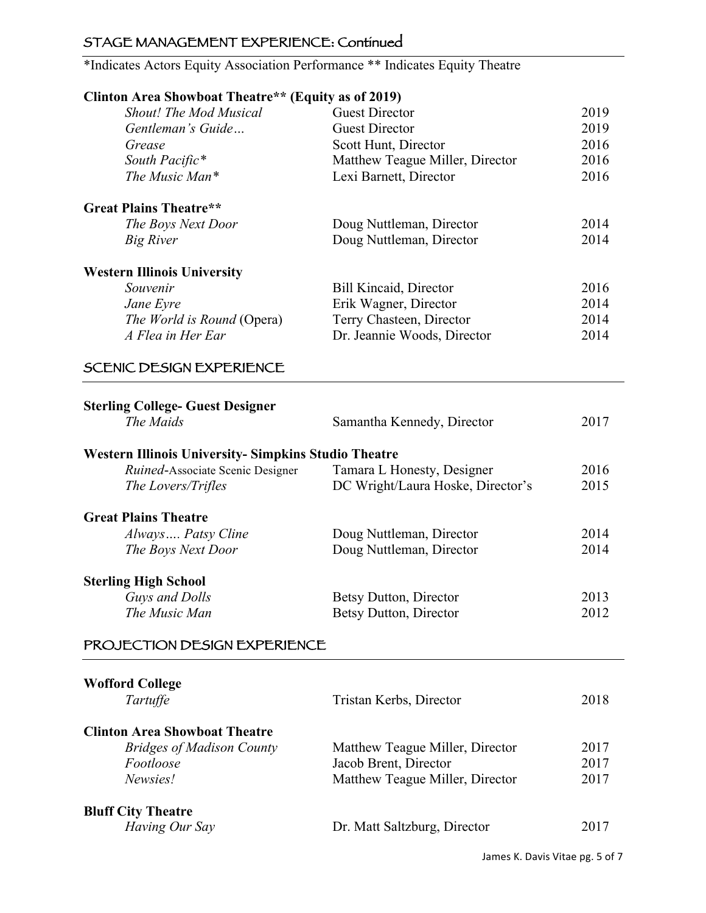## STAGE MANAGEMENT EXPERIENCE: Continued

*Indicates Actors Equity Association Performance ** Indicates Equity Theatre

**Clinton Area Showboat Theatre** (Equity as of 2019)**

| | | |
|---|---|---|
| *Shout! The Mod Musical* | Guest Director | 2019 |
| *Gentleman's Guide…* | Guest Director | 2019 |
| *Grease* | Scott Hunt, Director | 2016 |
| *South Pacific** | Matthew Teague Miller, Director | 2016 |
| *The Music Man** | Lexi Barnett, Director | 2016 |

**Great Plains Theatre****

| | | |
|---|---|---|
| *The Boys Next Door* | Doug Nuttleman, Director | 2014 |
| *Big River* | Doug Nuttleman, Director | 2014 |

**Western Illinois University**

| | | |
|---|---|---|
| *Souvenir* | Bill Kincaid, Director | 2016 |
| *Jane Eyre* | Erik Wagner, Director | 2014 |
| *The World is Round* (Opera) | Terry Chasteen, Director | 2014 |
| *A Flea in Her Ear* | Dr. Jeannie Woods, Director | 2014 |

## SCENIC DESIGN EXPERIENCE

**Sterling College- Guest Designer**

| | | |
|---|---|---|
| *The Maids* | Samantha Kennedy, Director | 2017 |

**Western Illinois University- Simpkins Studio Theatre**

| | | |
|---|---|---|
| *Ruined*-Associate Scenic Designer | Tamara L Honesty, Designer | 2016 |
| *The Lovers/Trifles* | DC Wright/Laura Hoske, Director's | 2015 |

**Great Plains Theatre**

| | | |
|---|---|---|
| *Always…. Patsy Cline* | Doug Nuttleman, Director | 2014 |
| *The Boys Next Door* | Doug Nuttleman, Director | 2014 |

**Sterling High School**

| | | |
|---|---|---|
| *Guys and Dolls* | Betsy Dutton, Director | 2013 |
| *The Music Man* | Betsy Dutton, Director | 2012 |

## PROJECTION DESIGN EXPERIENCE

**Wofford College**

| | | |
|---|---|---|
| *Tartuffe* | Tristan Kerbs, Director | 2018 |

**Clinton Area Showboat Theatre**

| | | |
|---|---|---|
| *Bridges of Madison County* | Matthew Teague Miller, Director | 2017 |
| *Footloose* | Jacob Brent, Director | 2017 |
| *Newsies!* | Matthew Teague Miller, Director | 2017 |

**Bluff City Theatre**

| | | |
|---|---|---|
| *Having Our Say* | Dr. Matt Saltzburg, Director | 2017 |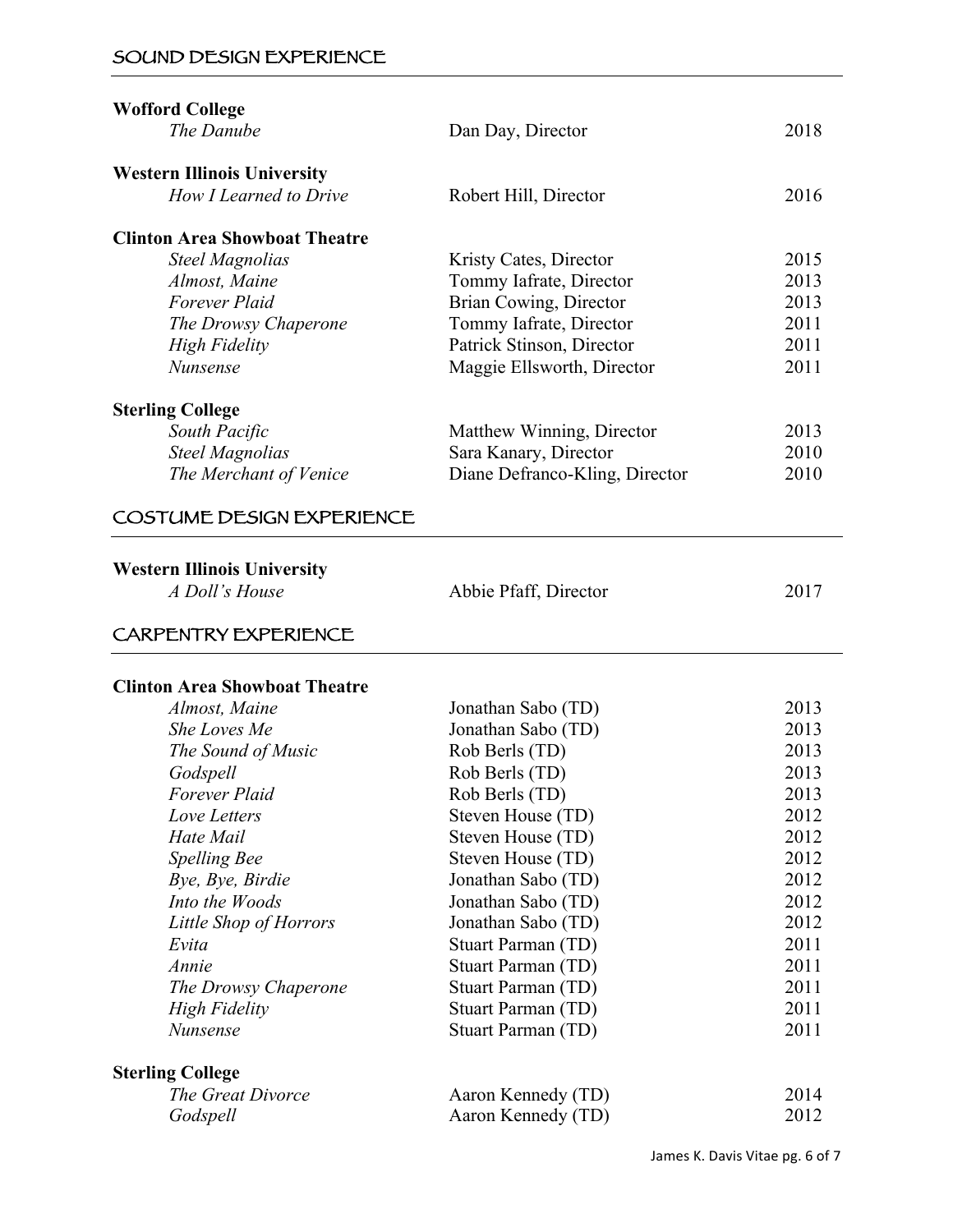## SOUND DESIGN EXPERIENCE

**Wofford College**

| | | |
|---|---|---|
| *The Danube* | Dan Day, Director | 2018 |

**Western Illinois University**

| | | |
|---|---|---|
| *How I Learned to Drive* | Robert Hill, Director | 2016 |

**Clinton Area Showboat Theatre**

| | | |
|---|---|---|
| *Steel Magnolias* | Kristy Cates, Director | 2015 |
| *Almost, Maine* | Tommy Iafrate, Director | 2013 |
| *Forever Plaid* | Brian Cowing, Director | 2013 |
| *The Drowsy Chaperone* | Tommy Iafrate, Director | 2011 |
| *High Fidelity* | Patrick Stinson, Director | 2011 |
| *Nunsense* | Maggie Ellsworth, Director | 2011 |

**Sterling College**

| | | |
|---|---|---|
| *South Pacific* | Matthew Winning, Director | 2013 |
| *Steel Magnolias* | Sara Kanary, Director | 2010 |
| *The Merchant of Venice* | Diane Defranco-Kling, Director | 2010 |

## COSTUME DESIGN EXPERIENCE

**Western Illinois University**

| | | |
|---|---|---|
| *A Doll's House* | Abbie Pfaff, Director | 2017 |

## CARPENTRY EXPERIENCE

**Clinton Area Showboat Theatre**

| | | |
|---|---|---|
| *Almost, Maine* | Jonathan Sabo (TD) | 2013 |
| *She Loves Me* | Jonathan Sabo (TD) | 2013 |
| *The Sound of Music* | Rob Berls (TD) | 2013 |
| *Godspell* | Rob Berls (TD) | 2013 |
| *Forever Plaid* | Rob Berls (TD) | 2013 |
| *Love Letters* | Steven House (TD) | 2012 |
| *Hate Mail* | Steven House (TD) | 2012 |
| *Spelling Bee* | Steven House (TD) | 2012 |
| *Bye, Bye, Birdie* | Jonathan Sabo (TD) | 2012 |
| *Into the Woods* | Jonathan Sabo (TD) | 2012 |
| *Little Shop of Horrors* | Jonathan Sabo (TD) | 2012 |
| *Evita* | Stuart Parman (TD) | 2011 |
| *Annie* | Stuart Parman (TD) | 2011 |
| *The Drowsy Chaperone* | Stuart Parman (TD) | 2011 |
| *High Fidelity* | Stuart Parman (TD) | 2011 |
| *Nunsense* | Stuart Parman (TD) | 2011 |

**Sterling College**

| | | |
|---|---|---|
| *The Great Divorce* | Aaron Kennedy (TD) | 2014 |
| *Godspell* | Aaron Kennedy (TD) | 2012 |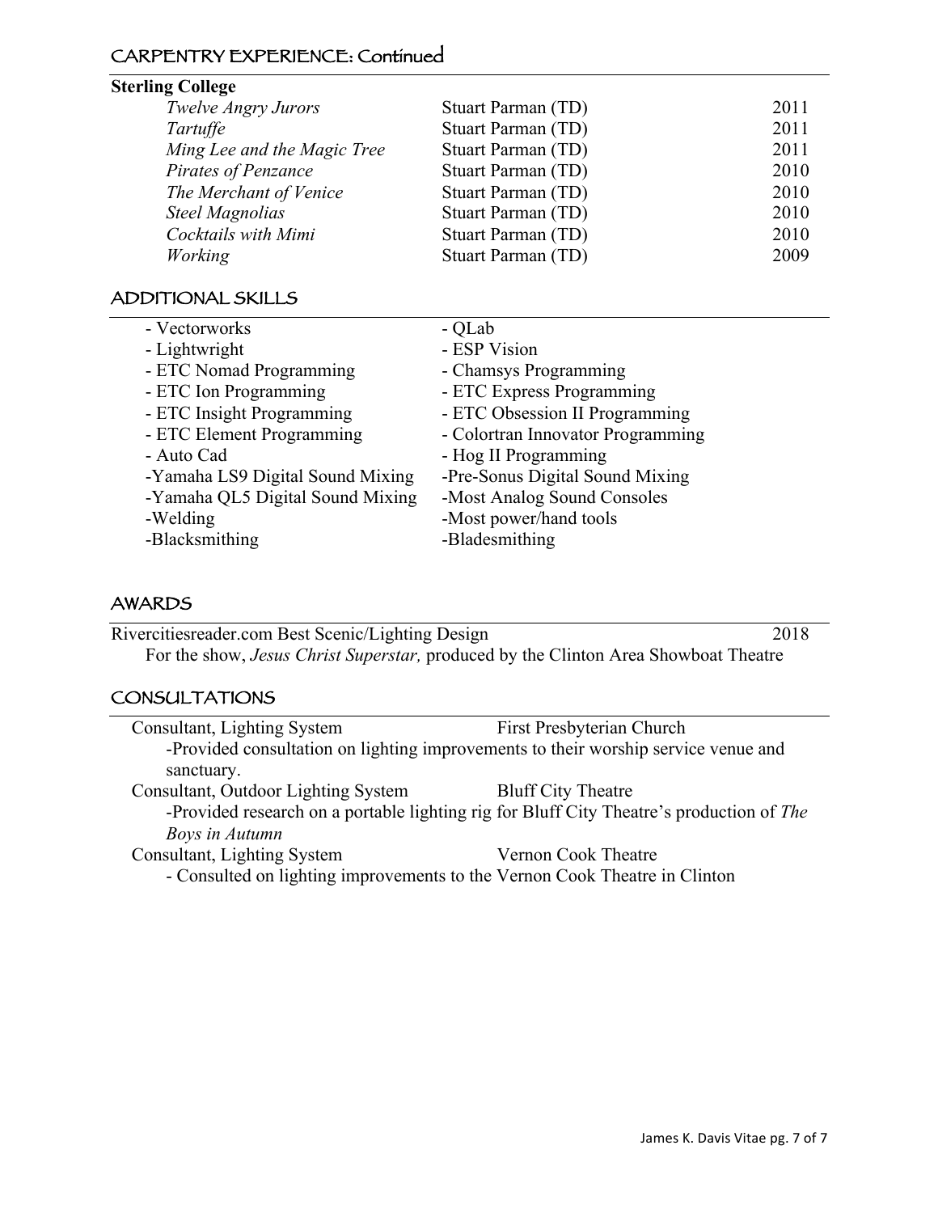## CARPENTRY EXPERIENCE: Continued

**Sterling College**

| | | |
|---|---|---|
| *Twelve Angry Jurors* | Stuart Parman (TD) | 2011 |
| *Tartuffe* | Stuart Parman (TD) | 2011 |
| *Ming Lee and the Magic Tree* | Stuart Parman (TD) | 2011 |
| *Pirates of Penzance* | Stuart Parman (TD) | 2010 |
| *The Merchant of Venice* | Stuart Parman (TD) | 2010 |
| *Steel Magnolias* | Stuart Parman (TD) | 2010 |
| *Cocktails with Mimi* | Stuart Parman (TD) | 2010 |
| *Working* | Stuart Parman (TD) | 2009 |

## ADDITIONAL SKILLS

- Vectorworks
- Lightwright
- ETC Nomad Programming
- ETC Ion Programming
- ETC Insight Programming
- ETC Element Programming
- Auto Cad
- Yamaha LS9 Digital Sound Mixing
- Yamaha QL5 Digital Sound Mixing
- Welding
- Blacksmithing
- QLab
- ESP Vision
- Chamsys Programming
- ETC Express Programming
- ETC Obsession II Programming
- Colortran Innovator Programming
- Hog II Programming
- Pre-Sonus Digital Sound Mixing
- Most Analog Sound Consoles
- Most power/hand tools
- Bladesmithing

## AWARDS

Rivercitiesreader.com Best Scenic/Lighting Design 2018

For the show, *Jesus Christ Superstar,* produced by the Clinton Area Showboat Theatre

## CONSULTATIONS

Consultant, Lighting System — First Presbyterian Church

-Provided consultation on lighting improvements to their worship service venue and sanctuary.

Consultant, Outdoor Lighting System — Bluff City Theatre

-Provided research on a portable lighting rig for Bluff City Theatre's production of *The Boys in Autumn*

Consultant, Lighting System — Vernon Cook Theatre

- Consulted on lighting improvements to the Vernon Cook Theatre in Clinton